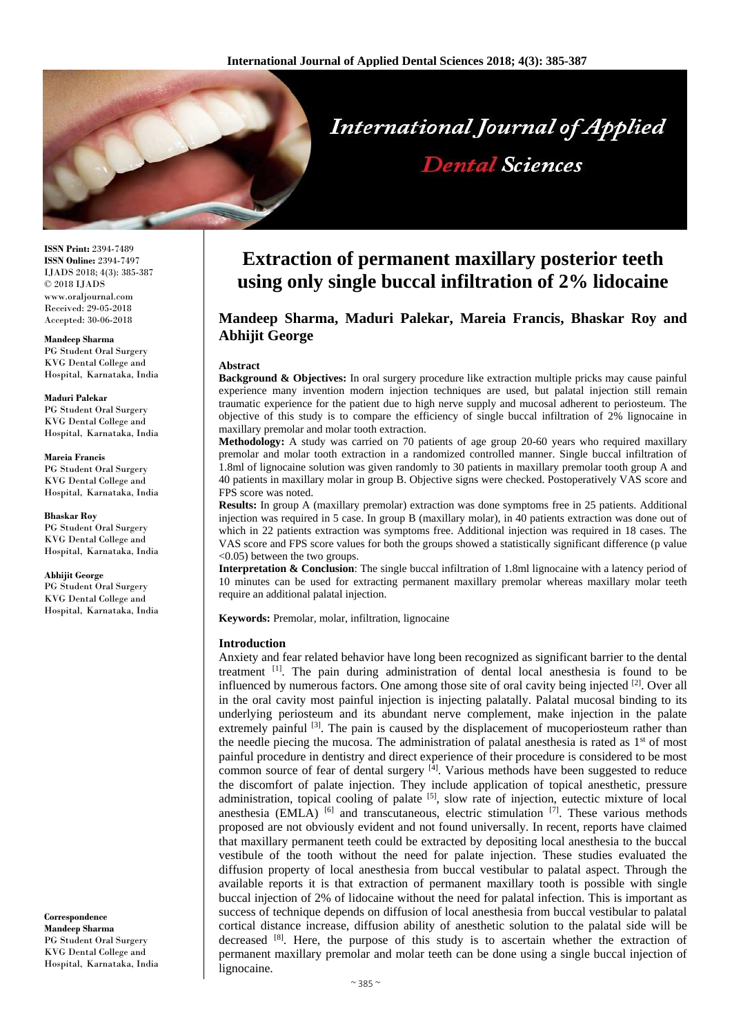# Extraction of permanent maxillary posterior teeth using only single buccal infiltration of 2% lidocaine

**Mandeep Sharma, Maduri Palekar, Mareia Francis, Bhaskar Roy and Abhijit George**

ISSN Print: 2394-7489
ISSN Online: 2394-7497
IJADS 2018; 4(3): 385-387
© 2018 IJADS
www.oraljournal.com
Received: 29-05-2018
Accepted: 30-06-2018

**Mandeep Sharma**
PG Student Oral Surgery KVG Dental College and Hospital, Karnataka, India

**Maduri Palekar**
PG Student Oral Surgery KVG Dental College and Hospital, Karnataka, India

**Mareia Francis**
PG Student Oral Surgery KVG Dental College and Hospital, Karnataka, India

**Bhaskar Roy**
PG Student Oral Surgery KVG Dental College and Hospital, Karnataka, India

**Abhijit George**
PG Student Oral Surgery KVG Dental College and Hospital, Karnataka, India

**Correspondence**
**Mandeep Sharma**
PG Student Oral Surgery KVG Dental College and Hospital, Karnataka, India

## Abstract

**Background & Objectives:** In oral surgery procedure like extraction multiple pricks may cause painful experience many invention modern injection techniques are used, but palatal injection still remain traumatic experience for the patient due to high nerve supply and mucosal adherent to periosteum. The objective of this study is to compare the efficiency of single buccal infiltration of 2% lignocaine in maxillary premolar and molar tooth extraction.

**Methodology:** A study was carried on 70 patients of age group 20-60 years who required maxillary premolar and molar tooth extraction in a randomized controlled manner. Single buccal infiltration of 1.8ml of lignocaine solution was given randomly to 30 patients in maxillary premolar tooth group A and 40 patients in maxillary molar in group B. Objective signs were checked. Postoperatively VAS score and FPS score was noted.

**Results:** In group A (maxillary premolar) extraction was done symptoms free in 25 patients. Additional injection was required in 5 case. In group B (maxillary molar), in 40 patients extraction was done out of which in 22 patients extraction was symptoms free. Additional injection was required in 18 cases. The VAS score and FPS score values for both the groups showed a statistically significant difference (p value $<0.05$) between the two groups.

**Interpretation & Conclusion**: The single buccal infiltration of 1.8ml lignocaine with a latency period of 10 minutes can be used for extracting permanent maxillary premolar whereas maxillary molar teeth require an additional palatal injection.

**Keywords:** Premolar, molar, infiltration, lignocaine

## Introduction

Anxiety and fear related behavior have long been recognized as significant barrier to the dental treatment [1]. The pain during administration of dental local anesthesia is found to be influenced by numerous factors. One among those site of oral cavity being injected [2]. Over all in the oral cavity most painful injection is injecting palatally. Palatal mucosal binding to its underlying periosteum and its abundant nerve complement, make injection in the palate extremely painful [3]. The pain is caused by the displacement of mucoperiosteum rather than the needle piecing the mucosa. The administration of palatal anesthesia is rated as 1st of most painful procedure in dentistry and direct experience of their procedure is considered to be most common source of fear of dental surgery [4]. Various methods have been suggested to reduce the discomfort of palate injection. They include application of topical anesthetic, pressure administration, topical cooling of palate [5], slow rate of injection, eutectic mixture of local anesthesia (EMLA) [6] and transcutaneous, electric stimulation [7]. These various methods proposed are not obviously evident and not found universally. In recent, reports have claimed that maxillary permanent teeth could be extracted by depositing local anesthesia to the buccal vestibule of the tooth without the need for palate injection. These studies evaluated the diffusion property of local anesthesia from buccal vestibular to palatal aspect. Through the available reports it is that extraction of permanent maxillary tooth is possible with single buccal injection of 2% of lidocaine without the need for palatal infection. This is important as success of technique depends on diffusion of local anesthesia from buccal vestibular to palatal cortical distance increase, diffusion ability of anesthetic solution to the palatal side will be decreased [8]. Here, the purpose of this study is to ascertain whether the extraction of permanent maxillary premolar and molar teeth can be done using a single buccal injection of lignocaine.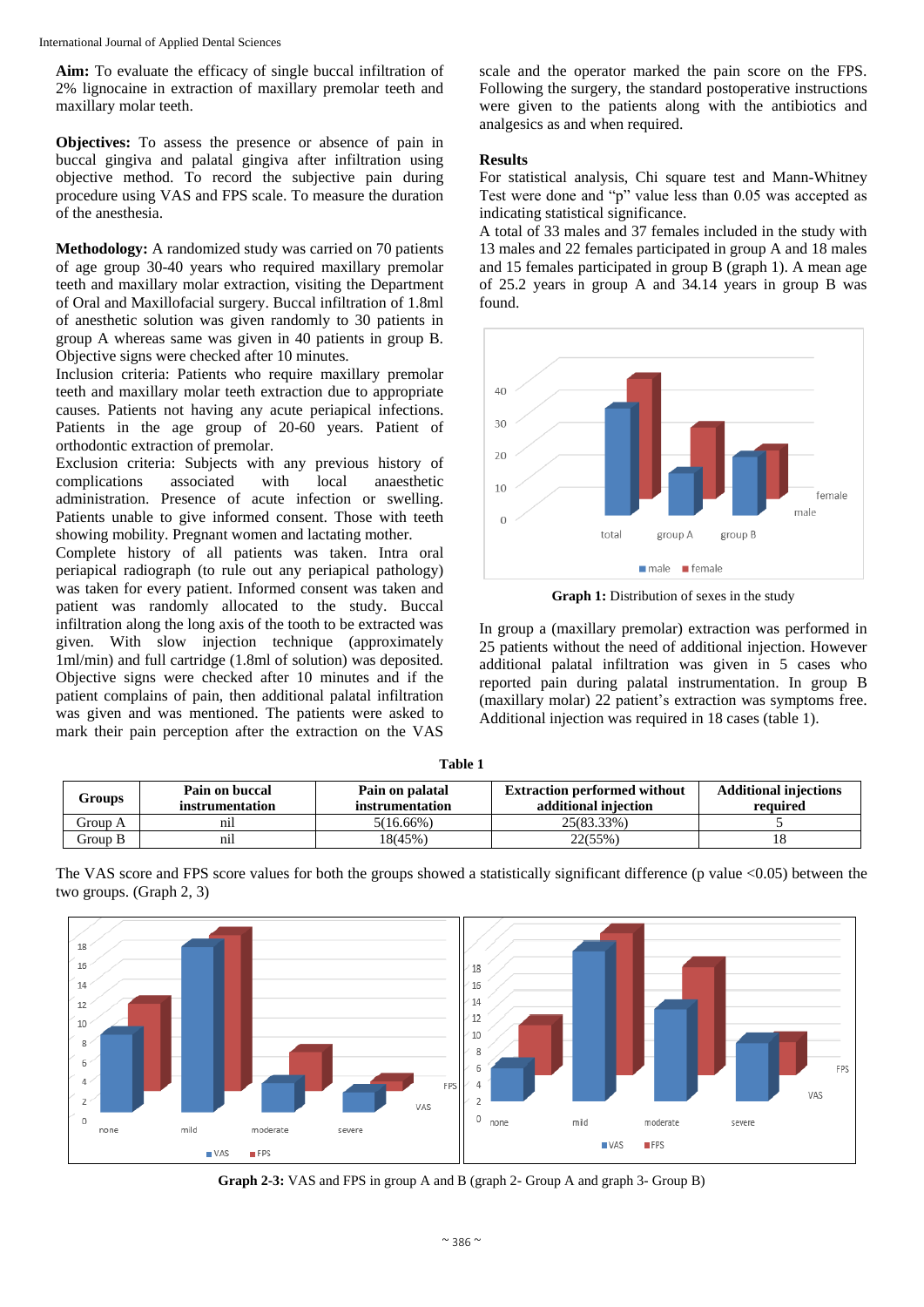**Aim:** To evaluate the efficacy of single buccal infiltration of 2% lignocaine in extraction of maxillary premolar teeth and maxillary molar teeth.

**Objectives:** To assess the presence or absence of pain in buccal gingiva and palatal gingiva after infiltration using objective method. To record the subjective pain during procedure using VAS and FPS scale. To measure the duration of the anesthesia.

**Methodology:** A randomized study was carried on 70 patients of age group 30-40 years who required maxillary premolar teeth and maxillary molar extraction, visiting the Department of Oral and Maxillofacial surgery. Buccal infiltration of 1.8ml of anesthetic solution was given randomly to 30 patients in group A whereas same was given in 40 patients in group B. Objective signs were checked after 10 minutes.

Inclusion criteria: Patients who require maxillary premolar teeth and maxillary molar teeth extraction due to appropriate causes. Patients not having any acute periapical infections. Patients in the age group of 20-60 years. Patient of orthodontic extraction of premolar.

Exclusion criteria: Subjects with any previous history of complications associated with local anaesthetic administration. Presence of acute infection or swelling. Patients unable to give informed consent. Those with teeth showing mobility. Pregnant women and lactating mother.

Complete history of all patients was taken. Intra oral periapical radiograph (to rule out any periapical pathology) was taken for every patient. Informed consent was taken and patient was randomly allocated to the study. Buccal infiltration along the long axis of the tooth to be extracted was given. With slow injection technique (approximately 1ml/min) and full cartridge (1.8ml of solution) was deposited. Objective signs were checked after 10 minutes and if the patient complains of pain, then additional palatal infiltration was given and was mentioned. The patients were asked to mark their pain perception after the extraction on the VAS scale and the operator marked the pain score on the FPS. Following the surgery, the standard postoperative instructions were given to the patients along with the antibiotics and analgesics as and when required.

## Results

For statistical analysis, Chi square test and Mann-Whitney Test were done and "p" value less than 0.05 was accepted as indicating statistical significance.

A total of 33 males and 37 females included in the study with 13 males and 22 females participated in group A and 18 males and 15 females participated in group B (graph 1). A mean age of 25.2 years in group A and 34.14 years in group B was found.

**Graph 1:** Distribution of sexes in the study

In group a (maxillary premolar) extraction was performed in 25 patients without the need of additional injection. However additional palatal infiltration was given in 5 cases who reported pain during palatal instrumentation. In group B (maxillary molar) 22 patient's extraction was symptoms free. Additional injection was required in 18 cases (table 1).

**Table 1**

| Groups | Pain on buccal instrumentation | Pain on palatal instrumentation | Extraction performed without additional injection | Additional injections required |
|---|---|---|---|---|
| Group A | nil | 5(16.66%) | 25(83.33%) | 5 |
| Group B | nil | 18(45%) | 22(55%) | 18 |

The VAS score and FPS score values for both the groups showed a statistically significant difference (p value <0.05) between the two groups. (Graph 2, 3)

**Graph 2-3:** VAS and FPS in group A and B (graph 2- Group A and graph 3- Group B)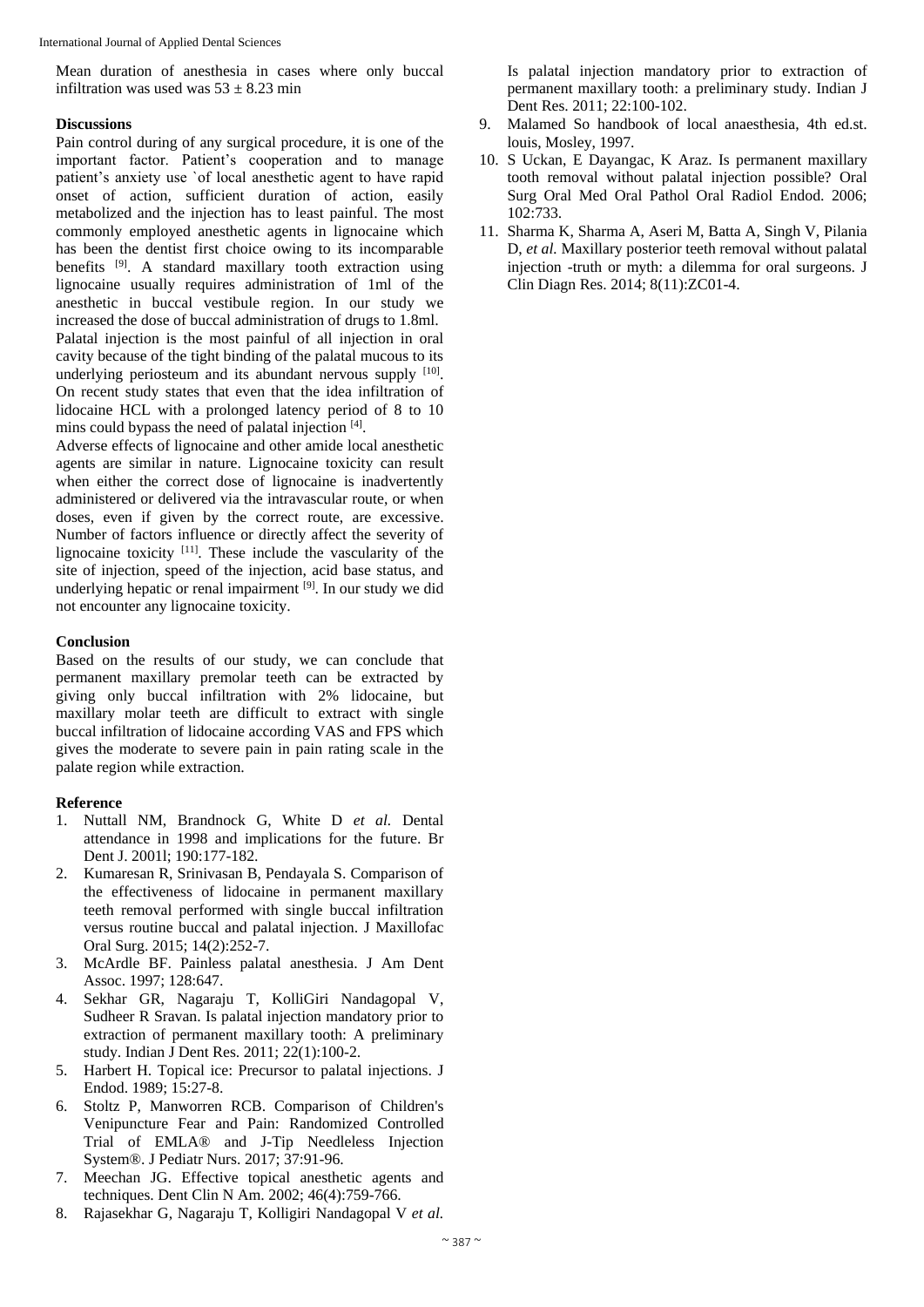Mean duration of anesthesia in cases where only buccal infiltration was used was $53 \pm 8.23$ min

## Discussions

Pain control during of any surgical procedure, it is one of the important factor. Patient's cooperation and to manage patient's anxiety use `of local anesthetic agent to have rapid onset of action, sufficient duration of action, easily metabolized and the injection has to least painful. The most commonly employed anesthetic agents in lignocaine which has been the dentist first choice owing to its incomparable benefits [9]. A standard maxillary tooth extraction using lignocaine usually requires administration of 1ml of the anesthetic in buccal vestibule region. In our study we increased the dose of buccal administration of drugs to 1.8ml.

Palatal injection is the most painful of all injection in oral cavity because of the tight binding of the palatal mucous to its underlying periosteum and its abundant nervous supply [10]. On recent study states that even that the idea infiltration of lidocaine HCL with a prolonged latency period of 8 to 10 mins could bypass the need of palatal injection [4].

Adverse effects of lignocaine and other amide local anesthetic agents are similar in nature. Lignocaine toxicity can result when either the correct dose of lignocaine is inadvertently administered or delivered via the intravascular route, or when doses, even if given by the correct route, are excessive. Number of factors influence or directly affect the severity of lignocaine toxicity [11]. These include the vascularity of the site of injection, speed of the injection, acid base status, and underlying hepatic or renal impairment [9]. In our study we did not encounter any lignocaine toxicity.

## Conclusion

Based on the results of our study, we can conclude that permanent maxillary premolar teeth can be extracted by giving only buccal infiltration with 2% lidocaine, but maxillary molar teeth are difficult to extract with single buccal infiltration of lidocaine according VAS and FPS which gives the moderate to severe pain in pain rating scale in the palate region while extraction.

## Reference

1. Nuttall NM, Brandnock G, White D *et al.* Dental attendance in 1998 and implications for the future. Br Dent J. 2001l; 190:177-182.
2. Kumaresan R, Srinivasan B, Pendayala S. Comparison of the effectiveness of lidocaine in permanent maxillary teeth removal performed with single buccal infiltration versus routine buccal and palatal injection. J Maxillofac Oral Surg. 2015; 14(2):252-7.
3. McArdle BF. Painless palatal anesthesia. J Am Dent Assoc. 1997; 128:647.
4. Sekhar GR, Nagaraju T, KolliGiri Nandagopal V, Sudheer R Sravan. Is palatal injection mandatory prior to extraction of permanent maxillary tooth: A preliminary study. Indian J Dent Res. 2011; 22(1):100-2.
5. Harbert H. Topical ice: Precursor to palatal injections. J Endod. 1989; 15:27-8.
6. Stoltz P, Manworren RCB. Comparison of Children's Venipuncture Fear and Pain: Randomized Controlled Trial of EMLA® and J-Tip Needleless Injection System®. J Pediatr Nurs. 2017; 37:91-96.
7. Meechan JG. Effective topical anesthetic agents and techniques. Dent Clin N Am. 2002; 46(4):759-766.
8. Rajasekhar G, Nagaraju T, Kolligiri Nandagopal V *et al.* Is palatal injection mandatory prior to extraction of permanent maxillary tooth: a preliminary study. Indian J Dent Res. 2011; 22:100-102.
9. Malamed So handbook of local anaesthesia, 4th ed.st. louis, Mosley, 1997.
10. S Uckan, E Dayangac, K Araz. Is permanent maxillary tooth removal without palatal injection possible? Oral Surg Oral Med Oral Pathol Oral Radiol Endod. 2006; 102:733.
11. Sharma K, Sharma A, Aseri M, Batta A, Singh V, Pilania D, *et al.* Maxillary posterior teeth removal without palatal injection -truth or myth: a dilemma for oral surgeons. J Clin Diagn Res. 2014; 8(11):ZC01-4.